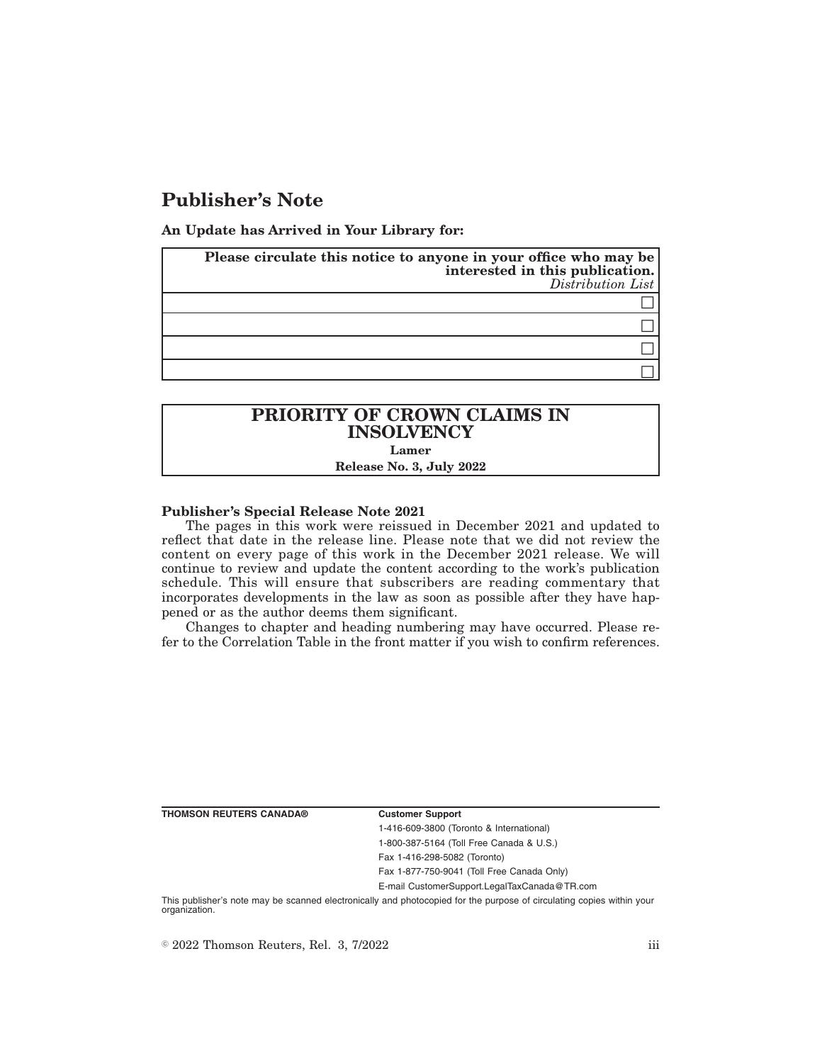# Publisher's Note

**An Update has Arrived in Your Library for:**

| **Please circulate this notice to anyone in your office who may be interested in this publication.** *Distribution List* |
|---|
| ☐ |
| ☐ |
| ☐ |
| ☐ |

| **PRIORITY OF CROWN CLAIMS IN INSOLVENCY** |
|---|
| **Lamer** |
| **Release No. 3, July 2022** |

**Publisher's Special Release Note 2021**

The pages in this work were reissued in December 2021 and updated to reflect that date in the release line. Please note that we did not review the content on every page of this work in the December 2021 release. We will continue to review and update the content according to the work's publication schedule. This will ensure that subscribers are reading commentary that incorporates developments in the law as soon as possible after they have happened or as the author deems them significant.

Changes to chapter and heading numbering may have occurred. Please refer to the Correlation Table in the front matter if you wish to confirm references.

**THOMSON REUTERS CANADA®**

**Customer Support**

1-416-609-3800 (Toronto & International)

1-800-387-5164 (Toll Free Canada & U.S.)

Fax 1-416-298-5082 (Toronto)

Fax 1-877-750-9041 (Toll Free Canada Only)

E-mail CustomerSupport.LegalTaxCanada@TR.com

This publisher's note may be scanned electronically and photocopied for the purpose of circulating copies within your organization.

© 2022 Thomson Reuters, Rel. 3, 7/2022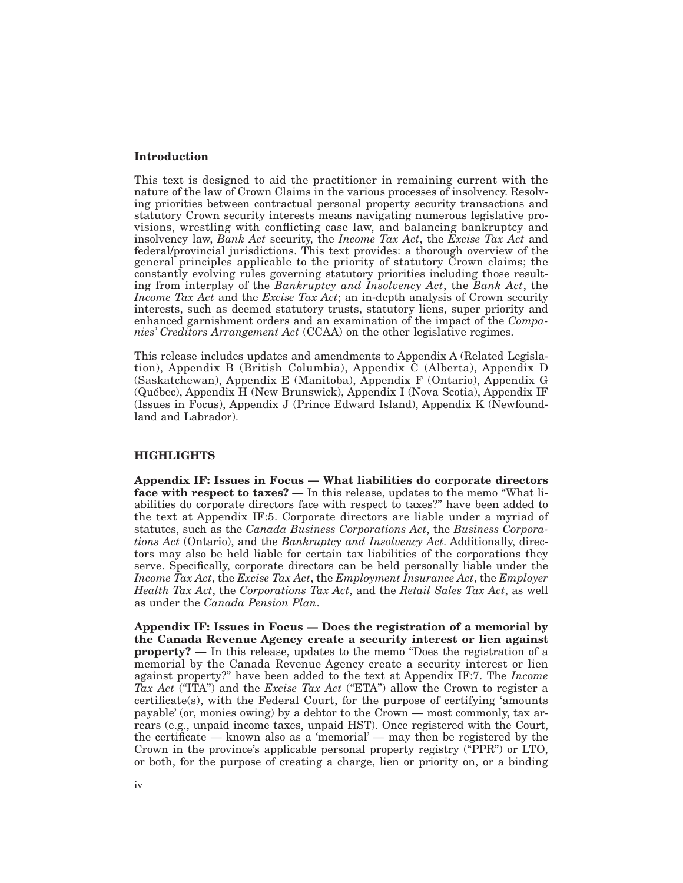## Introduction

This text is designed to aid the practitioner in remaining current with the nature of the law of Crown Claims in the various processes of insolvency. Resolving priorities between contractual personal property security transactions and statutory Crown security interests means navigating numerous legislative provisions, wrestling with conflicting case law, and balancing bankruptcy and insolvency law, *Bank Act* security, the *Income Tax Act*, the *Excise Tax Act* and federal/provincial jurisdictions. This text provides: a thorough overview of the general principles applicable to the priority of statutory Crown claims; the constantly evolving rules governing statutory priorities including those resulting from interplay of the *Bankruptcy and Insolvency Act*, the *Bank Act*, the *Income Tax Act* and the *Excise Tax Act*; an in-depth analysis of Crown security interests, such as deemed statutory trusts, statutory liens, super priority and enhanced garnishment orders and an examination of the impact of the *Companies' Creditors Arrangement Act* (CCAA) on the other legislative regimes.

This release includes updates and amendments to Appendix A (Related Legislation), Appendix B (British Columbia), Appendix C (Alberta), Appendix D (Saskatchewan), Appendix E (Manitoba), Appendix F (Ontario), Appendix G (Québec), Appendix H (New Brunswick), Appendix I (Nova Scotia), Appendix IF (Issues in Focus), Appendix J (Prince Edward Island), Appendix K (Newfoundland and Labrador).

## HIGHLIGHTS

**Appendix IF: Issues in Focus — What liabilities do corporate directors face with respect to taxes? —** In this release, updates to the memo "What liabilities do corporate directors face with respect to taxes?" have been added to the text at Appendix IF:5. Corporate directors are liable under a myriad of statutes, such as the *Canada Business Corporations Act*, the *Business Corporations Act* (Ontario), and the *Bankruptcy and Insolvency Act*. Additionally, directors may also be held liable for certain tax liabilities of the corporations they serve. Specifically, corporate directors can be held personally liable under the *Income Tax Act*, the *Excise Tax Act*, the *Employment Insurance Act*, the *Employer Health Tax Act*, the *Corporations Tax Act*, and the *Retail Sales Tax Act*, as well as under the *Canada Pension Plan*.

**Appendix IF: Issues in Focus — Does the registration of a memorial by the Canada Revenue Agency create a security interest or lien against property? —** In this release, updates to the memo "Does the registration of a memorial by the Canada Revenue Agency create a security interest or lien against property?" have been added to the text at Appendix IF:7. The *Income Tax Act* ("ITA") and the *Excise Tax Act* ("ETA") allow the Crown to register a certificate(s), with the Federal Court, for the purpose of certifying 'amounts payable' (or, monies owing) by a debtor to the Crown — most commonly, tax arrears (e.g., unpaid income taxes, unpaid HST). Once registered with the Court, the certificate — known also as a 'memorial' — may then be registered by the Crown in the province's applicable personal property registry ("PPR") or LTO, or both, for the purpose of creating a charge, lien or priority on, or a binding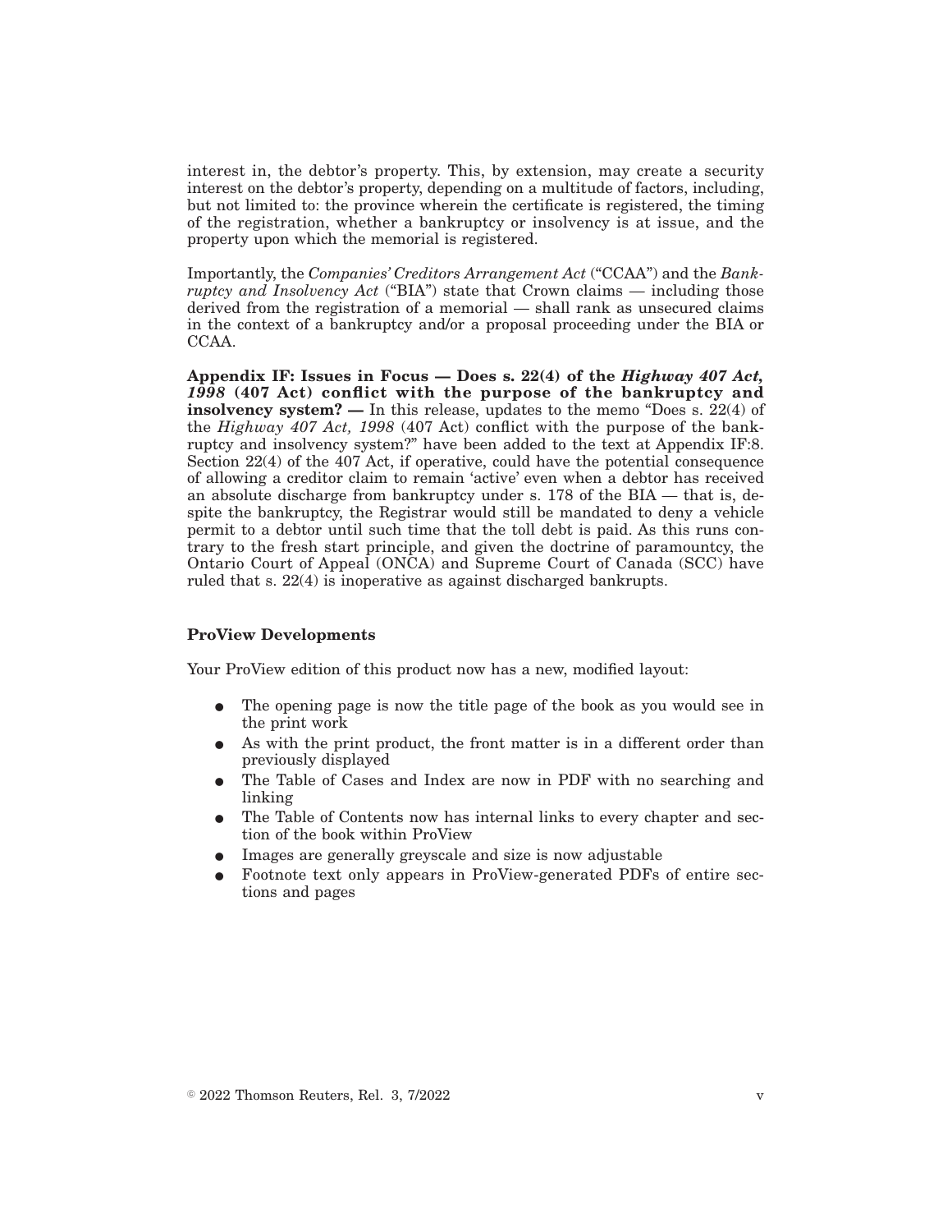interest in, the debtor's property. This, by extension, may create a security interest on the debtor's property, depending on a multitude of factors, including, but not limited to: the province wherein the certificate is registered, the timing of the registration, whether a bankruptcy or insolvency is at issue, and the property upon which the memorial is registered.

Importantly, the *Companies' Creditors Arrangement Act* ("CCAA") and the *Bankruptcy and Insolvency Act* ("BIA") state that Crown claims — including those derived from the registration of a memorial — shall rank as unsecured claims in the context of a bankruptcy and/or a proposal proceeding under the BIA or CCAA.

**Appendix IF: Issues in Focus — Does s. 22(4) of the *Highway 407 Act, 1998* (407 Act) conflict with the purpose of the bankruptcy and insolvency system? —** In this release, updates to the memo "Does s. 22(4) of the *Highway 407 Act, 1998* (407 Act) conflict with the purpose of the bankruptcy and insolvency system?" have been added to the text at Appendix IF:8. Section 22(4) of the 407 Act, if operative, could have the potential consequence of allowing a creditor claim to remain 'active' even when a debtor has received an absolute discharge from bankruptcy under s. 178 of the BIA — that is, despite the bankruptcy, the Registrar would still be mandated to deny a vehicle permit to a debtor until such time that the toll debt is paid. As this runs contrary to the fresh start principle, and given the doctrine of paramountcy, the Ontario Court of Appeal (ONCA) and Supreme Court of Canada (SCC) have ruled that s. 22(4) is inoperative as against discharged bankrupts.

### ProView Developments

Your ProView edition of this product now has a new, modified layout:

- The opening page is now the title page of the book as you would see in the print work
- As with the print product, the front matter is in a different order than previously displayed
- The Table of Cases and Index are now in PDF with no searching and linking
- The Table of Contents now has internal links to every chapter and section of the book within ProView
- Images are generally greyscale and size is now adjustable
- Footnote text only appears in ProView-generated PDFs of entire sections and pages